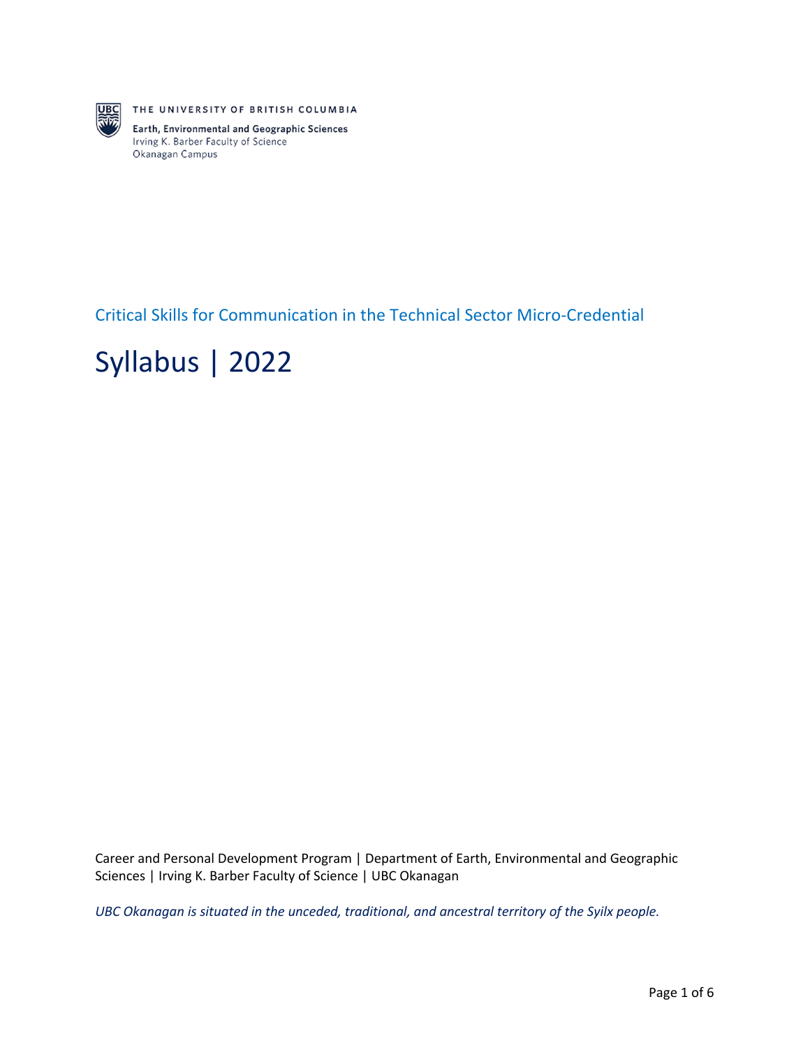THE UNIVERSITY OF BRITISH COLUMBIA

**Earth, Environmental and Geographic Sciences**
Irving K. Barber Faculty of Science
Okanagan Campus

## Critical Skills for Communication in the Technical Sector Micro-Credential

# Syllabus | 2022

Career and Personal Development Program | Department of Earth, Environmental and Geographic Sciences | Irving K. Barber Faculty of Science | UBC Okanagan

*UBC Okanagan is situated in the unceded, traditional, and ancestral territory of the Syilx people.*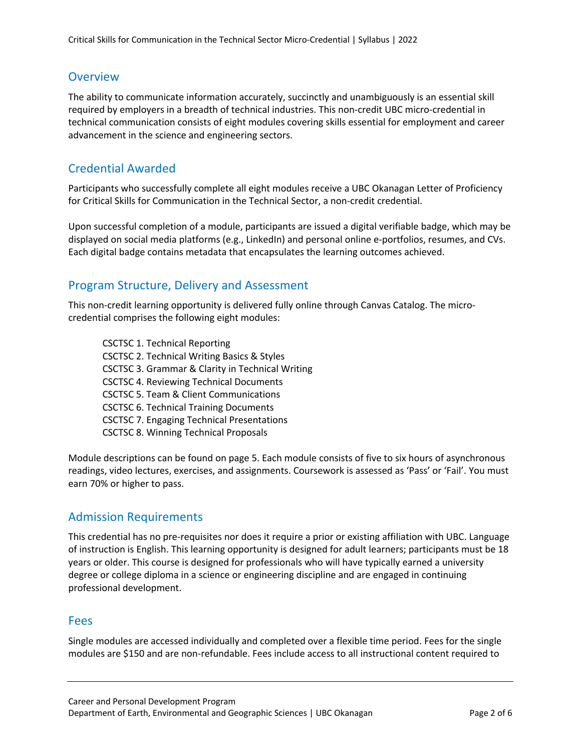## Overview

The ability to communicate information accurately, succinctly and unambiguously is an essential skill required by employers in a breadth of technical industries. This non-credit UBC micro-credential in technical communication consists of eight modules covering skills essential for employment and career advancement in the science and engineering sectors.

## Credential Awarded

Participants who successfully complete all eight modules receive a UBC Okanagan Letter of Proficiency for Critical Skills for Communication in the Technical Sector, a non-credit credential.

Upon successful completion of a module, participants are issued a digital verifiable badge, which may be displayed on social media platforms (e.g., LinkedIn) and personal online e-portfolios, resumes, and CVs. Each digital badge contains metadata that encapsulates the learning outcomes achieved.

## Program Structure, Delivery and Assessment

This non-credit learning opportunity is delivered fully online through Canvas Catalog. The micro-credential comprises the following eight modules:

CSCTSC 1. Technical Reporting
CSCTSC 2. Technical Writing Basics & Styles
CSCTSC 3. Grammar & Clarity in Technical Writing
CSCTSC 4. Reviewing Technical Documents
CSCTSC 5. Team & Client Communications
CSCTSC 6. Technical Training Documents
CSCTSC 7. Engaging Technical Presentations
CSCTSC 8. Winning Technical Proposals

Module descriptions can be found on page 5. Each module consists of five to six hours of asynchronous readings, video lectures, exercises, and assignments. Coursework is assessed as 'Pass' or 'Fail'. You must earn 70% or higher to pass.

## Admission Requirements

This credential has no pre-requisites nor does it require a prior or existing affiliation with UBC. Language of instruction is English. This learning opportunity is designed for adult learners; participants must be 18 years or older. This course is designed for professionals who will have typically earned a university degree or college diploma in a science or engineering discipline and are engaged in continuing professional development.

## Fees

Single modules are accessed individually and completed over a flexible time period. Fees for the single modules are $150 and are non-refundable. Fees include access to all instructional content required to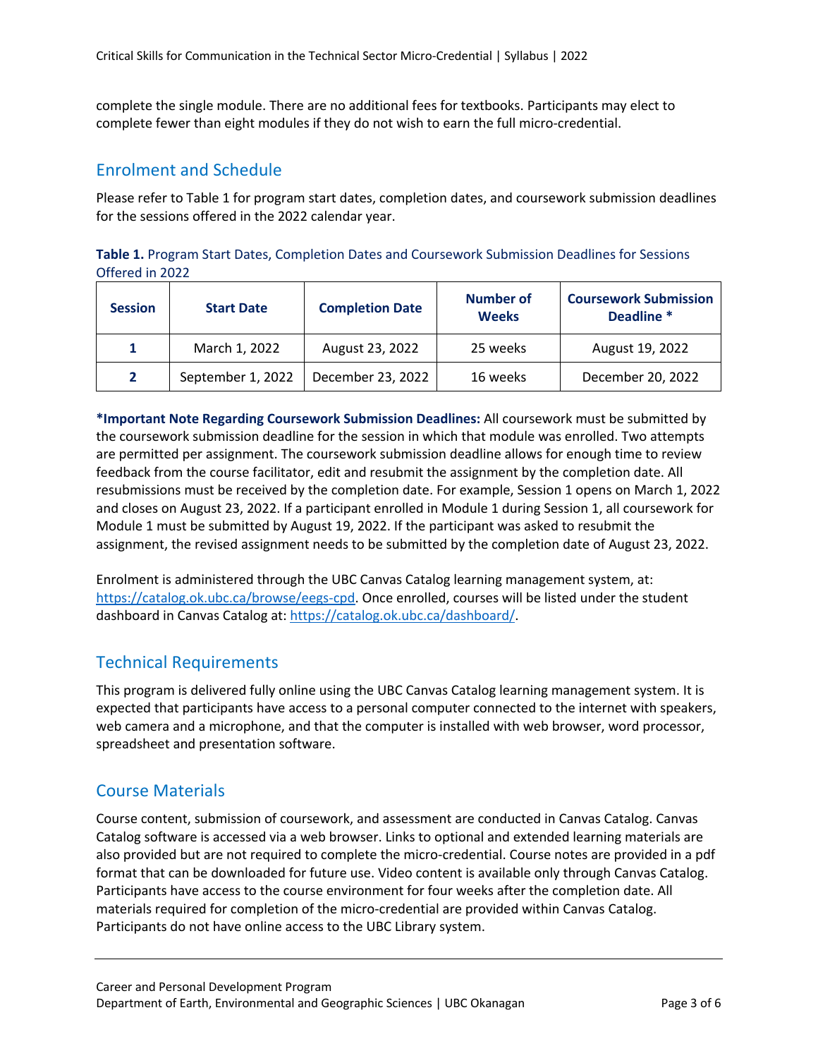complete the single module. There are no additional fees for textbooks. Participants may elect to complete fewer than eight modules if they do not wish to earn the full micro-credential.

## Enrolment and Schedule

Please refer to Table 1 for program start dates, completion dates, and coursework submission deadlines for the sessions offered in the 2022 calendar year.

**Table 1.** Program Start Dates, Completion Dates and Coursework Submission Deadlines for Sessions Offered in 2022

| Session | Start Date | Completion Date | Number of Weeks | Coursework Submission Deadline * |
|---|---|---|---|---|
| **1** | March 1, 2022 | August 23, 2022 | 25 weeks | August 19, 2022 |
| **2** | September 1, 2022 | December 23, 2022 | 16 weeks | December 20, 2022 |

***Important Note Regarding Coursework Submission Deadlines:** All coursework must be submitted by the coursework submission deadline for the session in which that module was enrolled. Two attempts are permitted per assignment. The coursework submission deadline allows for enough time to review feedback from the course facilitator, edit and resubmit the assignment by the completion date. All resubmissions must be received by the completion date. For example, Session 1 opens on March 1, 2022 and closes on August 23, 2022. If a participant enrolled in Module 1 during Session 1, all coursework for Module 1 must be submitted by August 19, 2022. If the participant was asked to resubmit the assignment, the revised assignment needs to be submitted by the completion date of August 23, 2022.

Enrolment is administered through the UBC Canvas Catalog learning management system, at: https://catalog.ok.ubc.ca/browse/eegs-cpd. Once enrolled, courses will be listed under the student dashboard in Canvas Catalog at: https://catalog.ok.ubc.ca/dashboard/.

## Technical Requirements

This program is delivered fully online using the UBC Canvas Catalog learning management system. It is expected that participants have access to a personal computer connected to the internet with speakers, web camera and a microphone, and that the computer is installed with web browser, word processor, spreadsheet and presentation software.

## Course Materials

Course content, submission of coursework, and assessment are conducted in Canvas Catalog. Canvas Catalog software is accessed via a web browser. Links to optional and extended learning materials are also provided but are not required to complete the micro-credential. Course notes are provided in a pdf format that can be downloaded for future use. Video content is available only through Canvas Catalog. Participants have access to the course environment for four weeks after the completion date. All materials required for completion of the micro-credential are provided within Canvas Catalog. Participants do not have online access to the UBC Library system.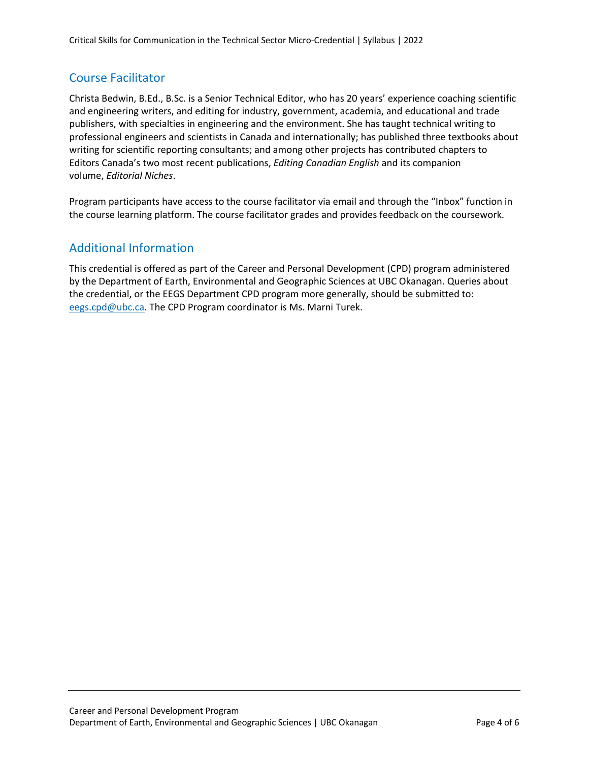## Course Facilitator

Christa Bedwin, B.Ed., B.Sc. is a Senior Technical Editor, who has 20 years' experience coaching scientific and engineering writers, and editing for industry, government, academia, and educational and trade publishers, with specialties in engineering and the environment. She has taught technical writing to professional engineers and scientists in Canada and internationally; has published three textbooks about writing for scientific reporting consultants; and among other projects has contributed chapters to Editors Canada's two most recent publications, *Editing Canadian English* and its companion volume, *Editorial Niches*.

Program participants have access to the course facilitator via email and through the "Inbox" function in the course learning platform. The course facilitator grades and provides feedback on the coursework.

## Additional Information

This credential is offered as part of the Career and Personal Development (CPD) program administered by the Department of Earth, Environmental and Geographic Sciences at UBC Okanagan. Queries about the credential, or the EEGS Department CPD program more generally, should be submitted to: eegs.cpd@ubc.ca. The CPD Program coordinator is Ms. Marni Turek.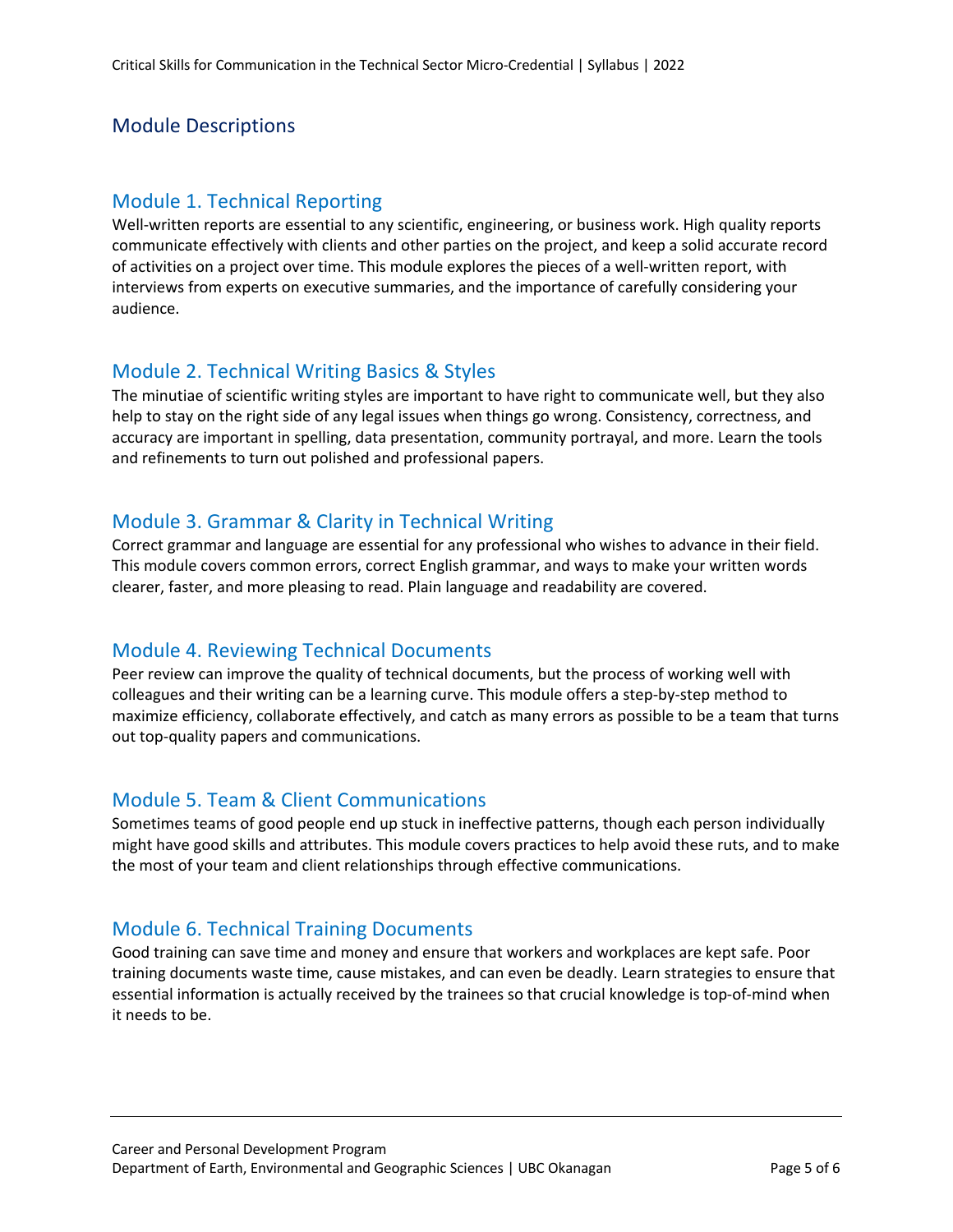## Module Descriptions

### Module 1. Technical Reporting

Well-written reports are essential to any scientific, engineering, or business work. High quality reports communicate effectively with clients and other parties on the project, and keep a solid accurate record of activities on a project over time. This module explores the pieces of a well-written report, with interviews from experts on executive summaries, and the importance of carefully considering your audience.

### Module 2. Technical Writing Basics & Styles

The minutiae of scientific writing styles are important to have right to communicate well, but they also help to stay on the right side of any legal issues when things go wrong. Consistency, correctness, and accuracy are important in spelling, data presentation, community portrayal, and more. Learn the tools and refinements to turn out polished and professional papers.

### Module 3. Grammar & Clarity in Technical Writing

Correct grammar and language are essential for any professional who wishes to advance in their field. This module covers common errors, correct English grammar, and ways to make your written words clearer, faster, and more pleasing to read. Plain language and readability are covered.

### Module 4. Reviewing Technical Documents

Peer review can improve the quality of technical documents, but the process of working well with colleagues and their writing can be a learning curve. This module offers a step-by-step method to maximize efficiency, collaborate effectively, and catch as many errors as possible to be a team that turns out top-quality papers and communications.

### Module 5. Team & Client Communications

Sometimes teams of good people end up stuck in ineffective patterns, though each person individually might have good skills and attributes. This module covers practices to help avoid these ruts, and to make the most of your team and client relationships through effective communications.

### Module 6. Technical Training Documents

Good training can save time and money and ensure that workers and workplaces are kept safe. Poor training documents waste time, cause mistakes, and can even be deadly. Learn strategies to ensure that essential information is actually received by the trainees so that crucial knowledge is top-of-mind when it needs to be.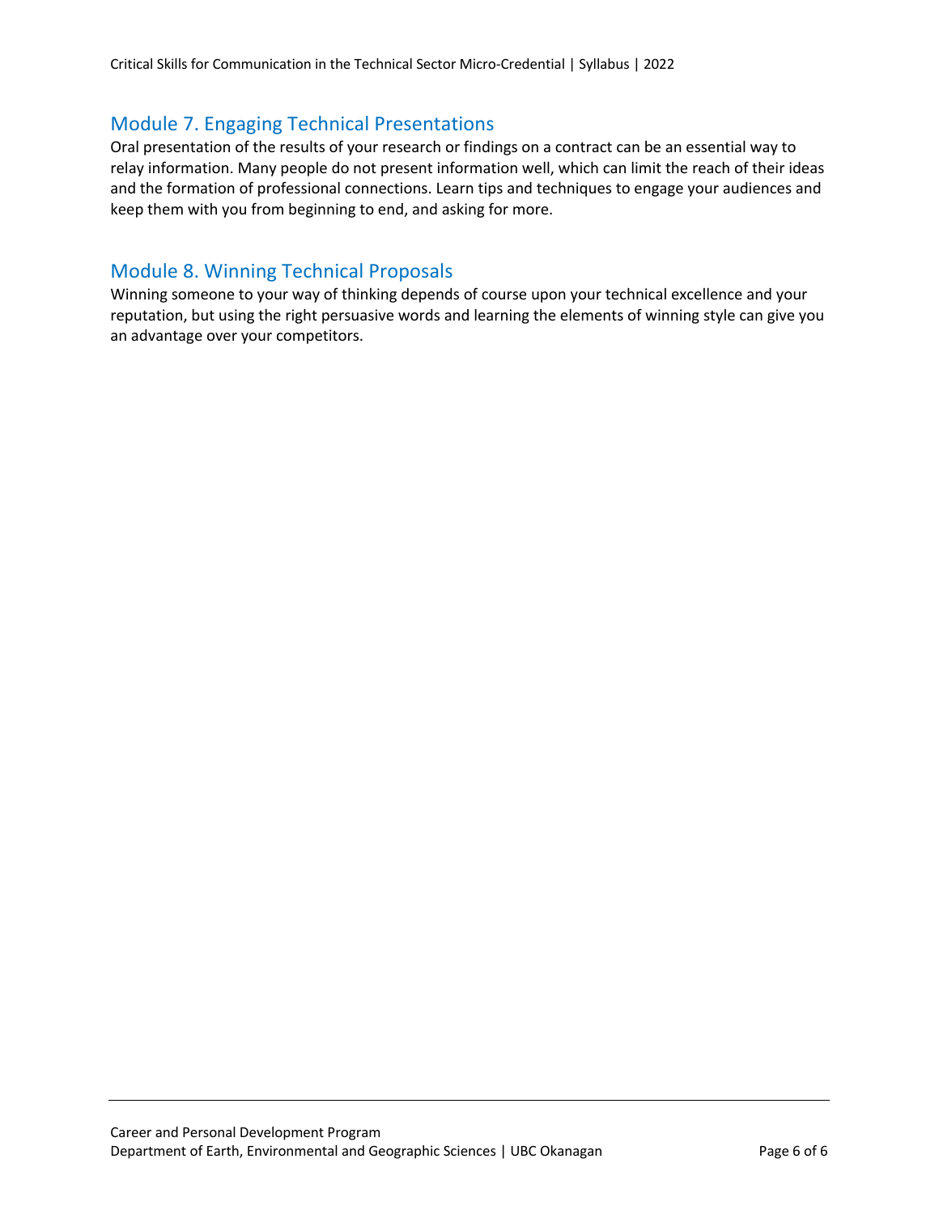## Module 7. Engaging Technical Presentations

Oral presentation of the results of your research or findings on a contract can be an essential way to relay information. Many people do not present information well, which can limit the reach of their ideas and the formation of professional connections. Learn tips and techniques to engage your audiences and keep them with you from beginning to end, and asking for more.

## Module 8. Winning Technical Proposals

Winning someone to your way of thinking depends of course upon your technical excellence and your reputation, but using the right persuasive words and learning the elements of winning style can give you an advantage over your competitors.